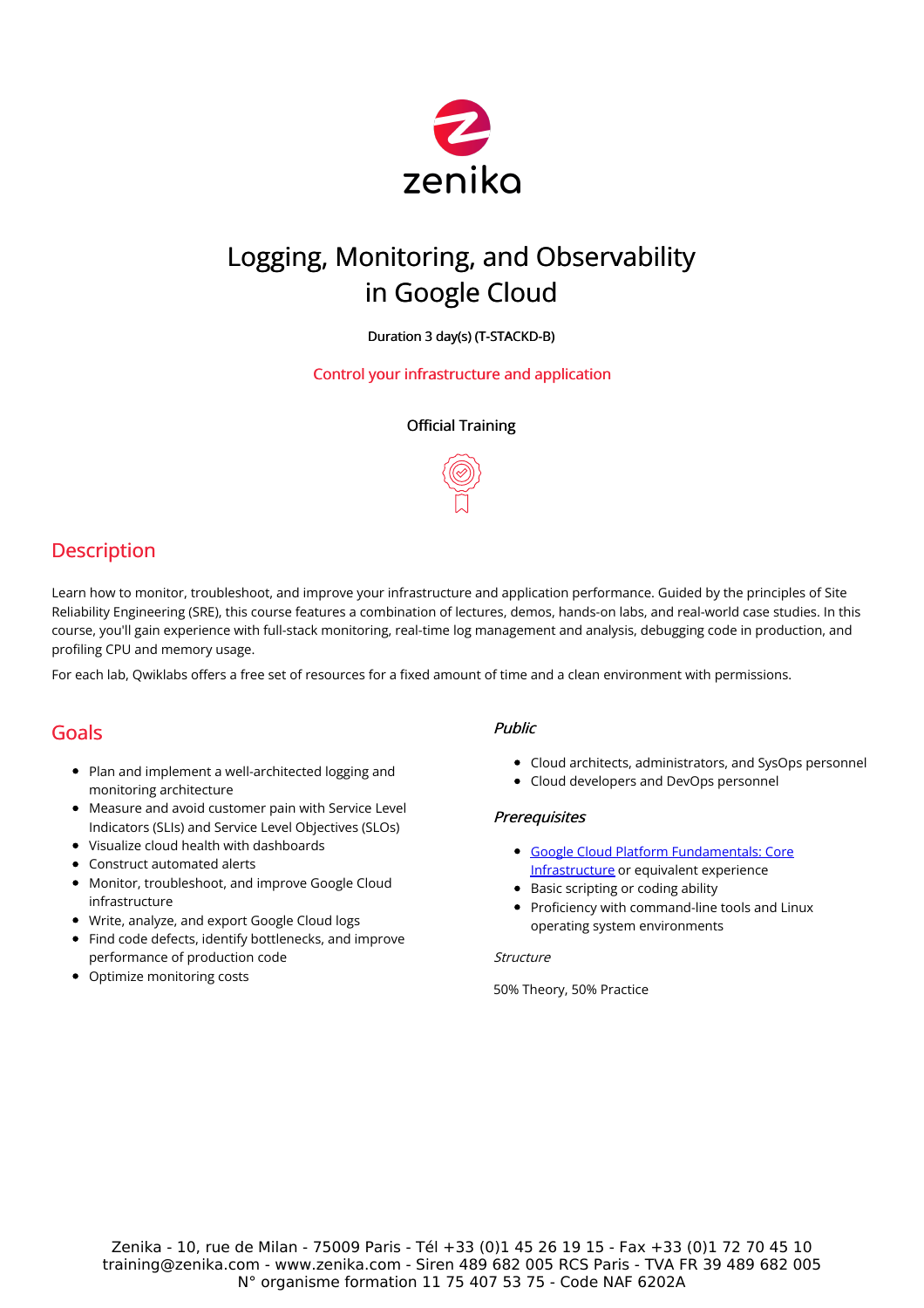# Logging, Monitoring, and Observability in Google Cloud

**Duration 3 day(s) (T-STACKD-B)**

Control your infrastructure and application

Official Training

## Description

Learn how to monitor, troubleshoot, and improve your infrastructure and application performance. Guided by the principles of Site Reliability Engineering (SRE), this course features a combination of lectures, demos, hands-on labs, and real-world case studies. In this course, you'll gain experience with full-stack monitoring, real-time log management and analysis, debugging code in production, and profiling CPU and memory usage.

For each lab, Qwiklabs offers a free set of resources for a fixed amount of time and a clean environment with permissions.

## Goals

- Plan and implement a well-architected logging and monitoring architecture
- Measure and avoid customer pain with Service Level Indicators (SLIs) and Service Level Objectives (SLOs)
- Visualize cloud health with dashboards
- Construct automated alerts
- Monitor, troubleshoot, and improve Google Cloud infrastructure
- Write, analyze, and export Google Cloud logs
- Find code defects, identify bottlenecks, and improve performance of production code
- Optimize monitoring costs

### *Public*

- Cloud architects, administrators, and SysOps personnel
- Cloud developers and DevOps personnel

### *Prerequisites*

- Google Cloud Platform Fundamentals: Core Infrastructure or equivalent experience
- Basic scripting or coding ability
- Proficiency with command-line tools and Linux operating system environments

*Structure*

50% Theory, 50% Practice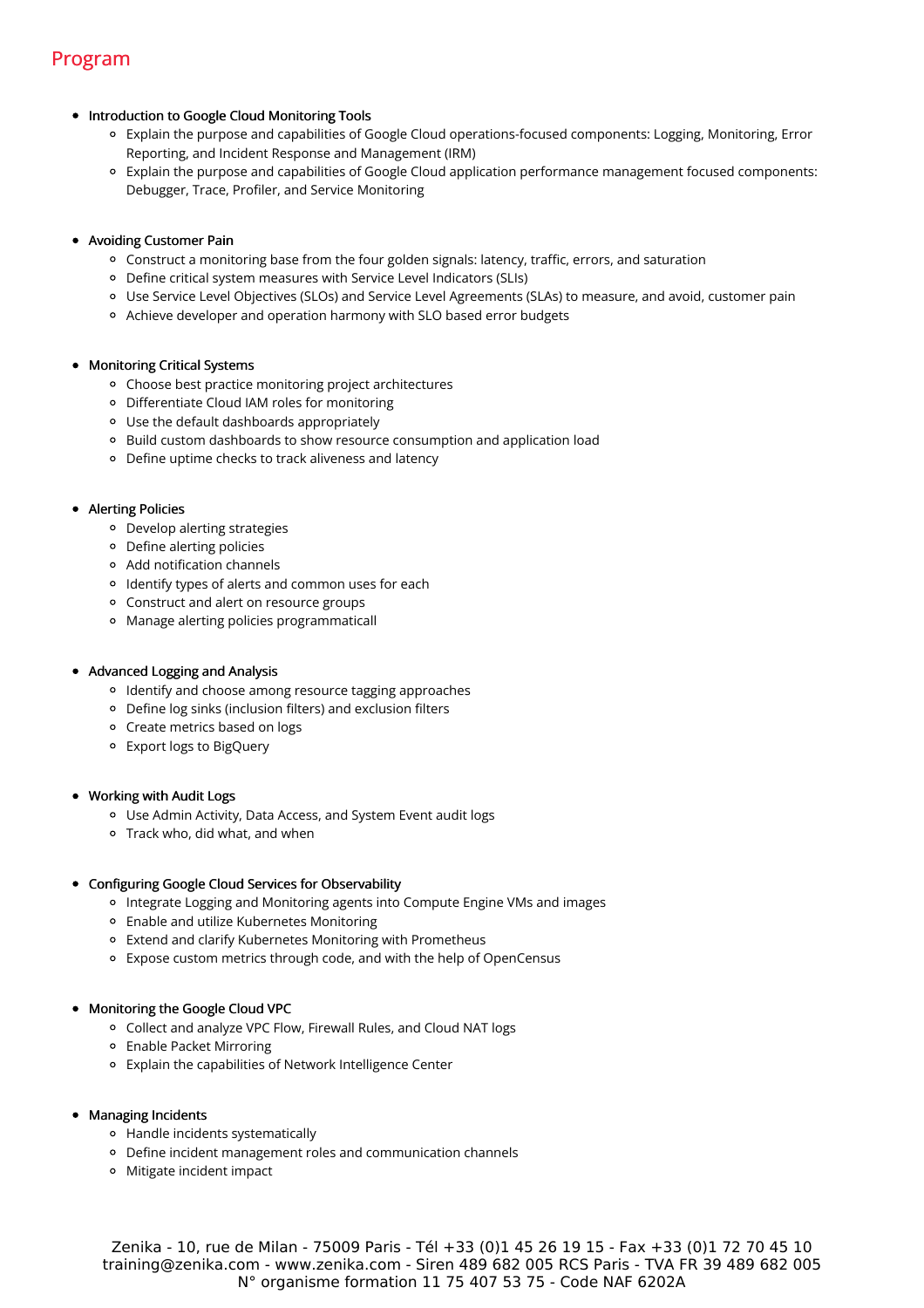## Program

- Introduction to Google Cloud Monitoring Tools
    - Explain the purpose and capabilities of Google Cloud operations-focused components: Logging, Monitoring, Error Reporting, and Incident Response and Management (IRM)
    - Explain the purpose and capabilities of Google Cloud application performance management focused components: Debugger, Trace, Profiler, and Service Monitoring

- Avoiding Customer Pain
    - Construct a monitoring base from the four golden signals: latency, traffic, errors, and saturation
    - Define critical system measures with Service Level Indicators (SLIs)
    - Use Service Level Objectives (SLOs) and Service Level Agreements (SLAs) to measure, and avoid, customer pain
    - Achieve developer and operation harmony with SLO based error budgets

- Monitoring Critical Systems
    - Choose best practice monitoring project architectures
    - Differentiate Cloud IAM roles for monitoring
    - Use the default dashboards appropriately
    - Build custom dashboards to show resource consumption and application load
    - Define uptime checks to track aliveness and latency

- Alerting Policies
    - Develop alerting strategies
    - Define alerting policies
    - Add notification channels
    - Identify types of alerts and common uses for each
    - Construct and alert on resource groups
    - Manage alerting policies programmaticall

- Advanced Logging and Analysis
    - Identify and choose among resource tagging approaches
    - Define log sinks (inclusion filters) and exclusion filters
    - Create metrics based on logs
    - Export logs to BigQuery

- Working with Audit Logs
    - Use Admin Activity, Data Access, and System Event audit logs
    - Track who, did what, and when

- Configuring Google Cloud Services for Observability
    - Integrate Logging and Monitoring agents into Compute Engine VMs and images
    - Enable and utilize Kubernetes Monitoring
    - Extend and clarify Kubernetes Monitoring with Prometheus
    - Expose custom metrics through code, and with the help of OpenCensus

- Monitoring the Google Cloud VPC
    - Collect and analyze VPC Flow, Firewall Rules, and Cloud NAT logs
    - Enable Packet Mirroring
    - Explain the capabilities of Network Intelligence Center

- Managing Incidents
    - Handle incidents systematically
    - Define incident management roles and communication channels
    - Mitigate incident impact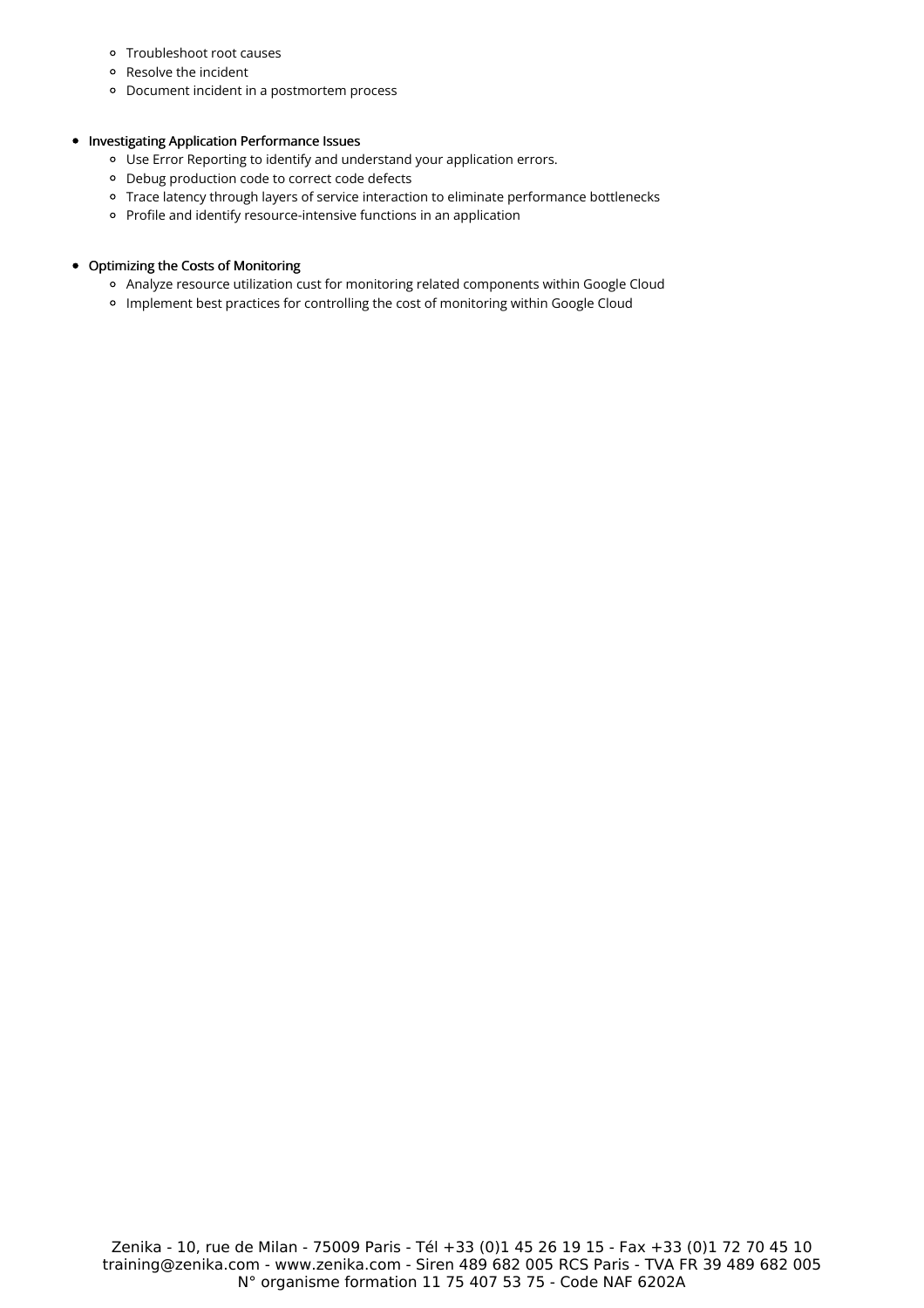- Troubleshoot root causes
  - Resolve the incident
  - Document incident in a postmortem process

- Investigating Application Performance Issues
  - Use Error Reporting to identify and understand your application errors.
  - Debug production code to correct code defects
  - Trace latency through layers of service interaction to eliminate performance bottlenecks
  - Profile and identify resource-intensive functions in an application

- Optimizing the Costs of Monitoring
  - Analyze resource utilization cust for monitoring related components within Google Cloud
  - Implement best practices for controlling the cost of monitoring within Google Cloud